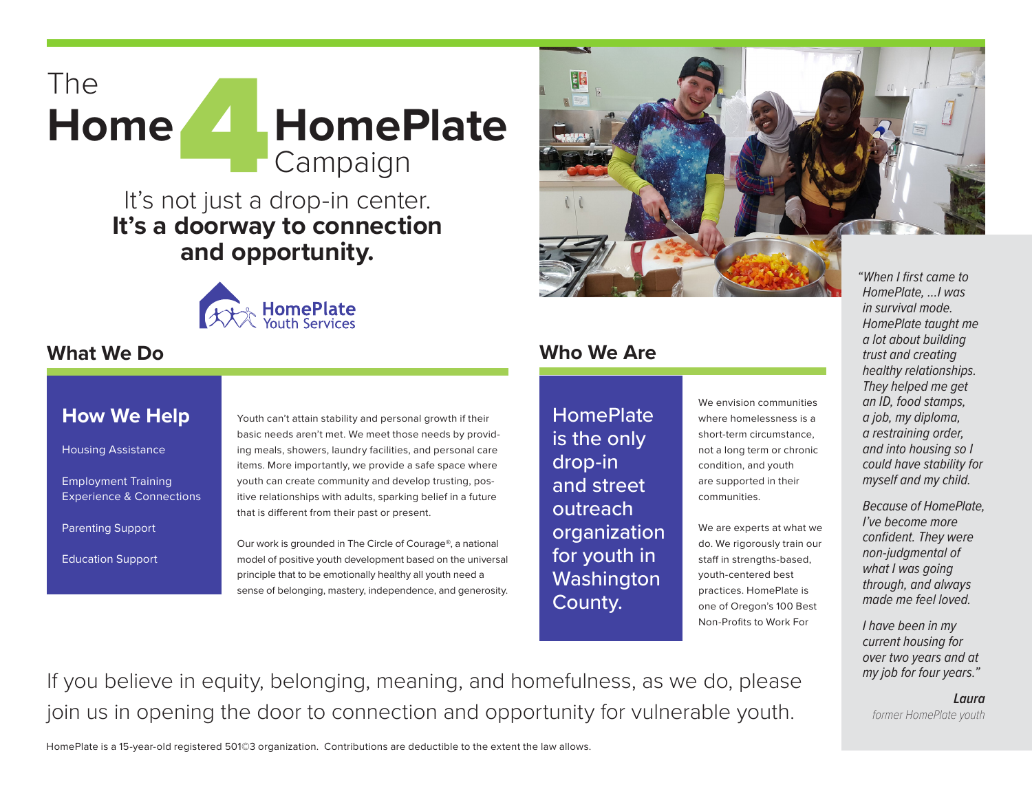# The Home 4 HomePlate Campaign

It's not just a drop-in center.
**It's a doorway to connection and opportunity.**

HomePlate Youth Services

## What We Do

### How We Help

- Housing Assistance
- Employment Training Experience & Connections
- Parenting Support
- Education Support

Youth can't attain stability and personal growth if their basic needs aren't met. We meet those needs by providing meals, showers, laundry facilities, and personal care items. More importantly, we provide a safe space where youth can create community and develop trusting, positive relationships with adults, sparking belief in a future that is different from their past or present.

Our work is grounded in The Circle of Courage®, a national model of positive youth development based on the universal principle that to be emotionally healthy all youth need a sense of belonging, mastery, independence, and generosity.

## Who We Are

HomePlate is the only drop-in and street outreach organization for youth in Washington County.

We envision communities where homelessness is a short-term circumstance, not a long term or chronic condition, and youth are supported in their communities.

We are experts at what we do. We rigorously train our staff in strengths-based, youth-centered best practices. HomePlate is one of Oregon's 100 Best Non-Profits to Work For

*"When I first came to HomePlate, ...I was in survival mode. HomePlate taught me a lot about building trust and creating healthy relationships. They helped me get an ID, food stamps, a job, my diploma, a restraining order, and into housing so I could have stability for myself and my child.*

*Because of HomePlate, I've become more confident. They were non-judgmental of what I was going through, and always made me feel loved.*

*I have been in my current housing for over two years and at my job for four years."*

***Laura***
*former HomePlate youth*

If you believe in equity, belonging, meaning, and homefulness, as we do, please join us in opening the door to connection and opportunity for vulnerable youth.

HomePlate is a 15-year-old registered 501©3 organization. Contributions are deductible to the extent the law allows.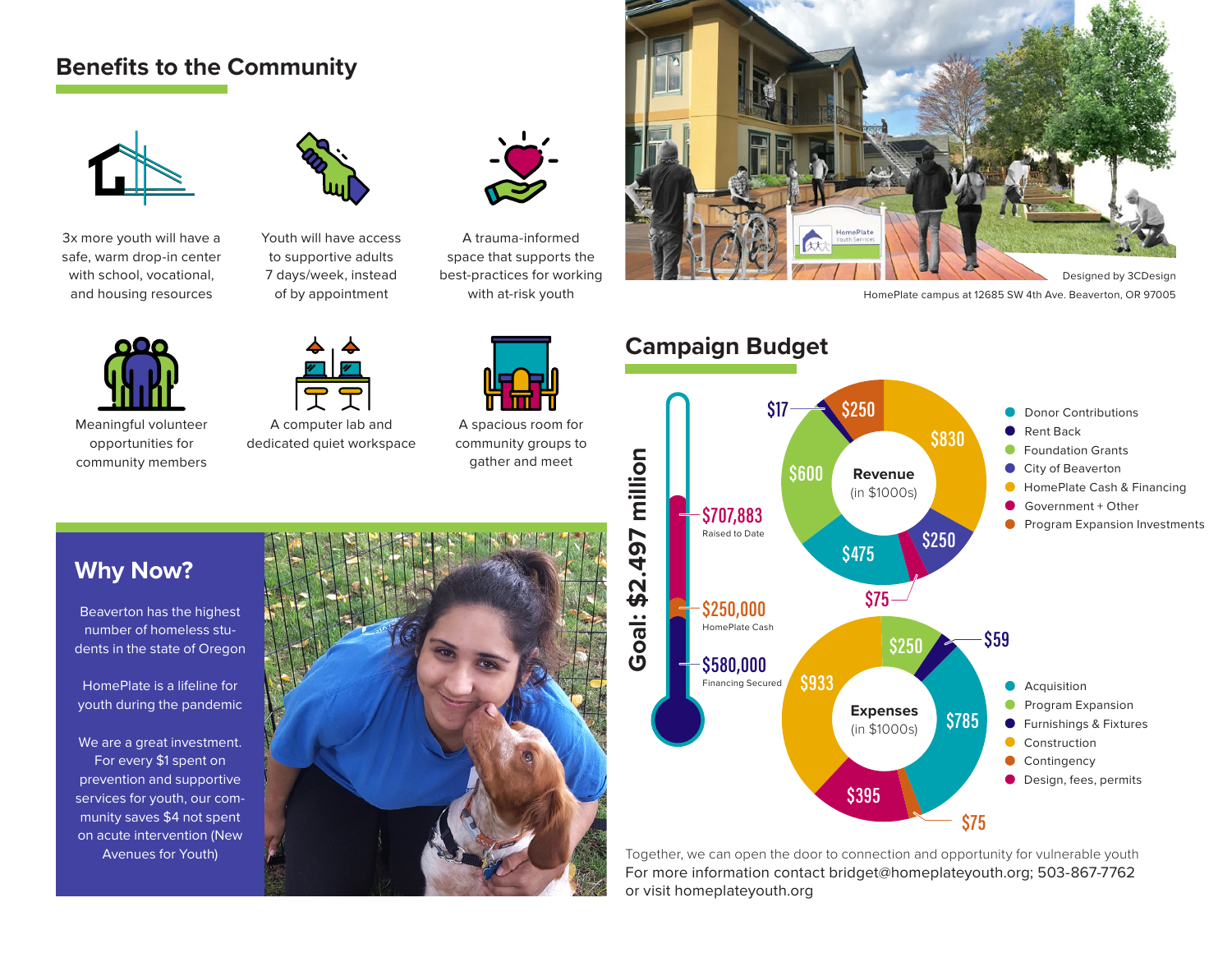## Benefits to the Community

3x more youth will have a safe, warm drop-in center with school, vocational, and housing resources

Youth will have access to supportive adults 7 days/week, instead of by appointment

A trauma-informed space that supports the best-practices for working with at-risk youth

Meaningful volunteer opportunities for community members

A computer lab and dedicated quiet workspace

A spacious room for community groups to gather and meet

Designed by 3CDesign

HomePlate campus at 12685 SW 4th Ave. Beaverton, OR 97005

## Why Now?

Beaverton has the highest number of homeless students in the state of Oregon

HomePlate is a lifeline for youth during the pandemic

We are a great investment. For every $1 spent on prevention and supportive services for youth, our community saves $4 not spent on acute intervention (New Avenues for Youth)

## Campaign Budget

Goal: $2.497 million

$707,883
Raised to Date

$250,000
HomePlate Cash

$580,000
Financing Secured

Revenue (in $1000s)

$17
$250
$830
$600
$475
$250
$75

- Donor Contributions
- Rent Back
- Foundation Grants
- City of Beaverton
- HomePlate Cash & Financing
- Government + Other
- Program Expansion Investments

Expenses (in $1000s)

$250
$59
$933
$785
$395
$75

- Acquisition
- Program Expansion
- Furnishings & Fixtures
- Construction
- Contingency
- Design, fees, permits

Together, we can open the door to connection and opportunity for vulnerable youth

For more information contact bridget@homeplateyouth.org; 503-867-7762 or visit homeplateyouth.org